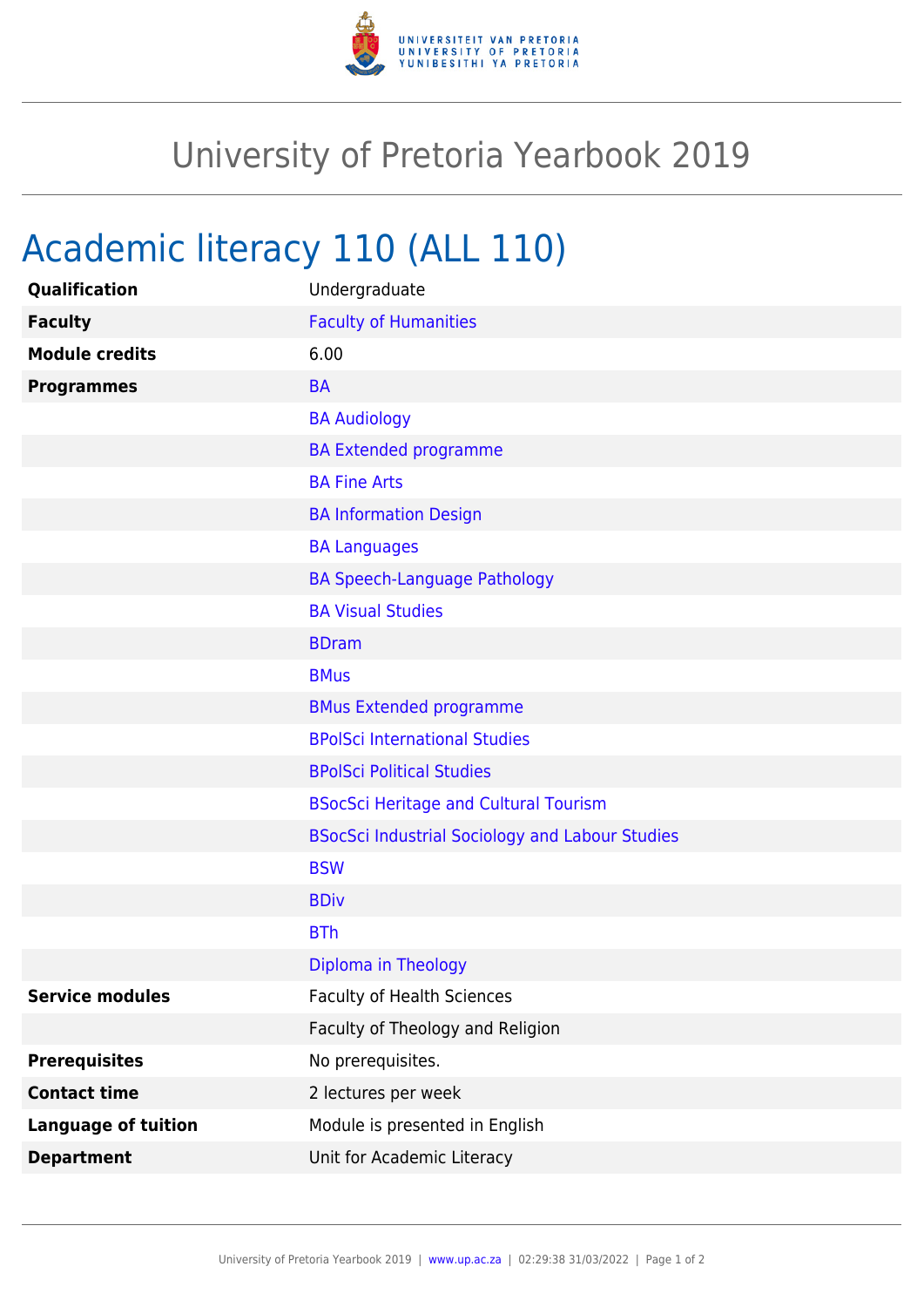# University of Pretoria Yearbook 2019

## Academic literacy 110 (ALL 110)

| | |
|---|---|
| **Qualification** | Undergraduate |
| **Faculty** | Faculty of Humanities |
| **Module credits** | 6.00 |
| **Programmes** | BA |
| | BA Audiology |
| | BA Extended programme |
| | BA Fine Arts |
| | BA Information Design |
| | BA Languages |
| | BA Speech-Language Pathology |
| | BA Visual Studies |
| | BDram |
| | BMus |
| | BMus Extended programme |
| | BPolSci International Studies |
| | BPolSci Political Studies |
| | BSocSci Heritage and Cultural Tourism |
| | BSocSci Industrial Sociology and Labour Studies |
| | BSW |
| | BDiv |
| | BTh |
| | Diploma in Theology |
| **Service modules** | Faculty of Health Sciences |
| | Faculty of Theology and Religion |
| **Prerequisites** | No prerequisites. |
| **Contact time** | 2 lectures per week |
| **Language of tuition** | Module is presented in English |
| **Department** | Unit for Academic Literacy |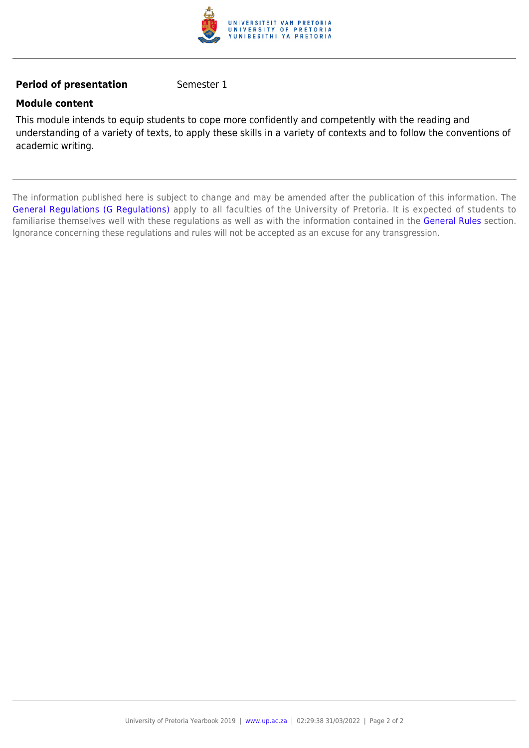**Period of presentation** Semester 1

**Module content**

This module intends to equip students to cope more confidently and competently with the reading and understanding of a variety of texts, to apply these skills in a variety of contexts and to follow the conventions of academic writing.

The information published here is subject to change and may be amended after the publication of this information. The General Regulations (G Regulations) apply to all faculties of the University of Pretoria. It is expected of students to familiarise themselves well with these regulations as well as with the information contained in the General Rules section. Ignorance concerning these regulations and rules will not be accepted as an excuse for any transgression.